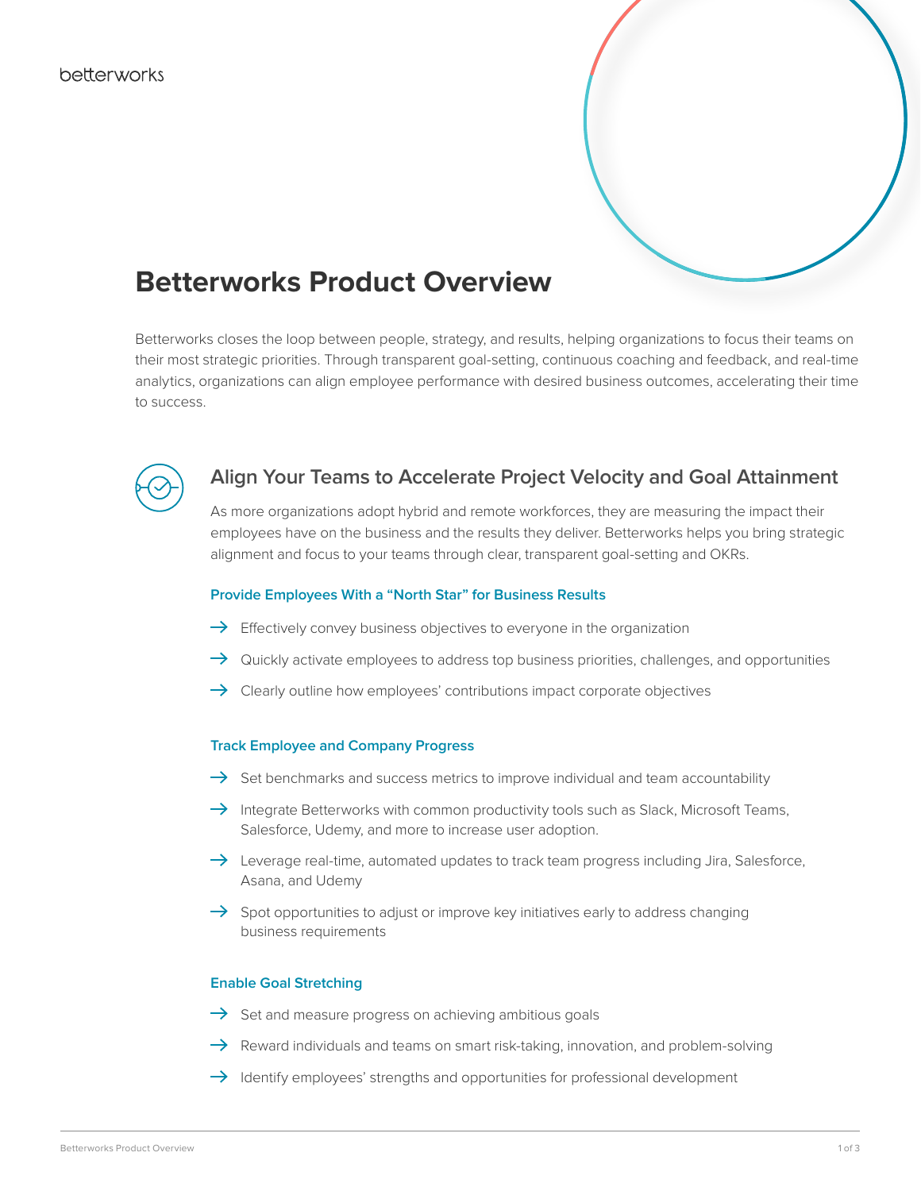betterworks

# Betterworks Product Overview

Betterworks closes the loop between people, strategy, and results, helping organizations to focus their teams on their most strategic priorities. Through transparent goal-setting, continuous coaching and feedback, and real-time analytics, organizations can align employee performance with desired business outcomes, accelerating their time to success.

## Align Your Teams to Accelerate Project Velocity and Goal Attainment

As more organizations adopt hybrid and remote workforces, they are measuring the impact their employees have on the business and the results they deliver. Betterworks helps you bring strategic alignment and focus to your teams through clear, transparent goal-setting and OKRs.

### Provide Employees With a “North Star” for Business Results

- Effectively convey business objectives to everyone in the organization
- Quickly activate employees to address top business priorities, challenges, and opportunities
- Clearly outline how employees’ contributions impact corporate objectives

### Track Employee and Company Progress

- Set benchmarks and success metrics to improve individual and team accountability
- Integrate Betterworks with common productivity tools such as Slack, Microsoft Teams, Salesforce, Udemy, and more to increase user adoption.
- Leverage real-time, automated updates to track team progress including Jira, Salesforce, Asana, and Udemy
- Spot opportunities to adjust or improve key initiatives early to address changing business requirements

### Enable Goal Stretching

- Set and measure progress on achieving ambitious goals
- Reward individuals and teams on smart risk-taking, innovation, and problem-solving
- Identify employees’ strengths and opportunities for professional development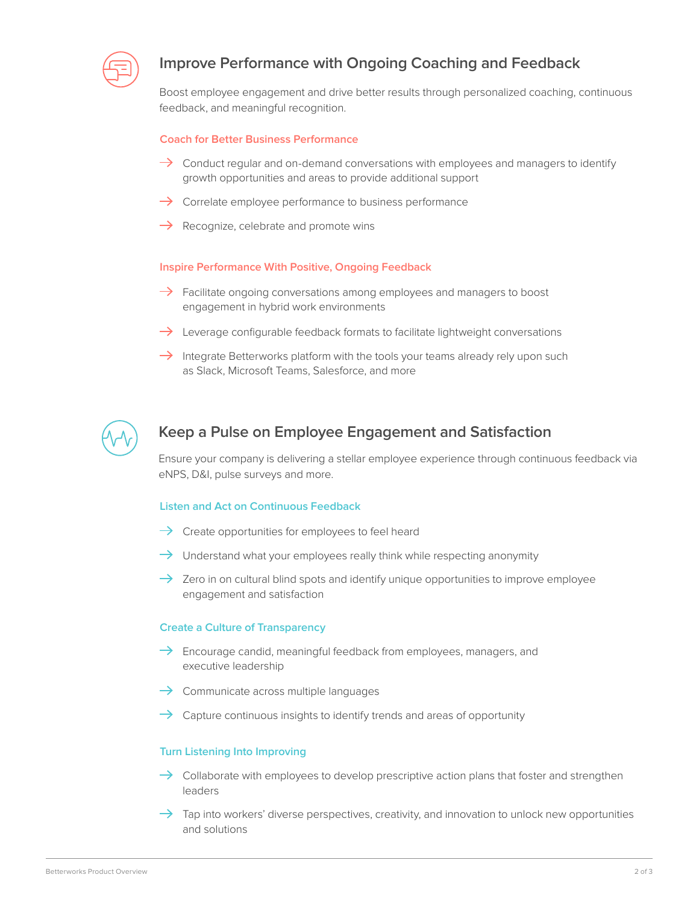## Improve Performance with Ongoing Coaching and Feedback

Boost employee engagement and drive better results through personalized coaching, continuous feedback, and meaningful recognition.

### Coach for Better Business Performance

- Conduct regular and on-demand conversations with employees and managers to identify growth opportunities and areas to provide additional support
- Correlate employee performance to business performance
- Recognize, celebrate and promote wins

### Inspire Performance With Positive, Ongoing Feedback

- Facilitate ongoing conversations among employees and managers to boost engagement in hybrid work environments
- Leverage configurable feedback formats to facilitate lightweight conversations
- Integrate Betterworks platform with the tools your teams already rely upon such as Slack, Microsoft Teams, Salesforce, and more

## Keep a Pulse on Employee Engagement and Satisfaction

Ensure your company is delivering a stellar employee experience through continuous feedback via eNPS, D&I, pulse surveys and more.

### Listen and Act on Continuous Feedback

- Create opportunities for employees to feel heard
- Understand what your employees really think while respecting anonymity
- Zero in on cultural blind spots and identify unique opportunities to improve employee engagement and satisfaction

### Create a Culture of Transparency

- Encourage candid, meaningful feedback from employees, managers, and executive leadership
- Communicate across multiple languages
- Capture continuous insights to identify trends and areas of opportunity

### Turn Listening Into Improving

- Collaborate with employees to develop prescriptive action plans that foster and strengthen leaders
- Tap into workers' diverse perspectives, creativity, and innovation to unlock new opportunities and solutions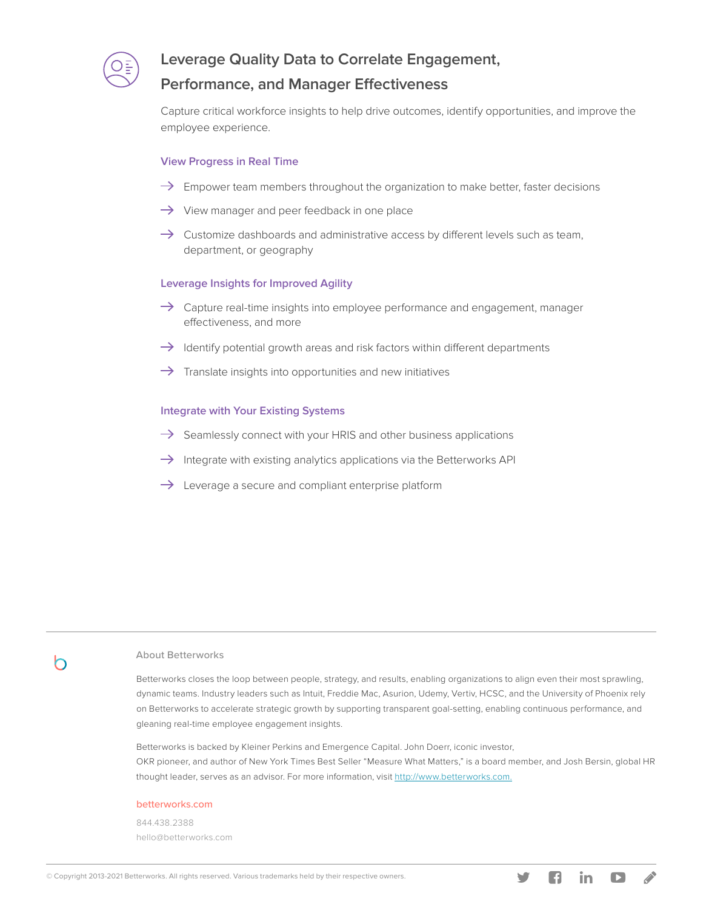## Leverage Quality Data to Correlate Engagement, Performance, and Manager Effectiveness

Capture critical workforce insights to help drive outcomes, identify opportunities, and improve the employee experience.

### View Progress in Real Time

- Empower team members throughout the organization to make better, faster decisions
- View manager and peer feedback in one place
- Customize dashboards and administrative access by different levels such as team, department, or geography

### Leverage Insights for Improved Agility

- Capture real-time insights into employee performance and engagement, manager effectiveness, and more
- Identify potential growth areas and risk factors within different departments
- Translate insights into opportunities and new initiatives

### Integrate with Your Existing Systems

- Seamlessly connect with your HRIS and other business applications
- Integrate with existing analytics applications via the Betterworks API
- Leverage a secure and compliant enterprise platform

---

### About Betterworks

Betterworks closes the loop between people, strategy, and results, enabling organizations to align even their most sprawling, dynamic teams. Industry leaders such as Intuit, Freddie Mac, Asurion, Udemy, Vertiv, HCSC, and the University of Phoenix rely on Betterworks to accelerate strategic growth by supporting transparent goal-setting, enabling continuous performance, and gleaning real-time employee engagement insights.

Betterworks is backed by Kleiner Perkins and Emergence Capital. John Doerr, iconic investor, OKR pioneer, and author of New York Times Best Seller "Measure What Matters," is a board member, and Josh Bersin, global HR thought leader, serves as an advisor. For more information, visit http://www.betterworks.com.

betterworks.com

844.438.2388

hello@betterworks.com

© Copyright 2013-2021 Betterworks. All rights reserved. Various trademarks held by their respective owners.